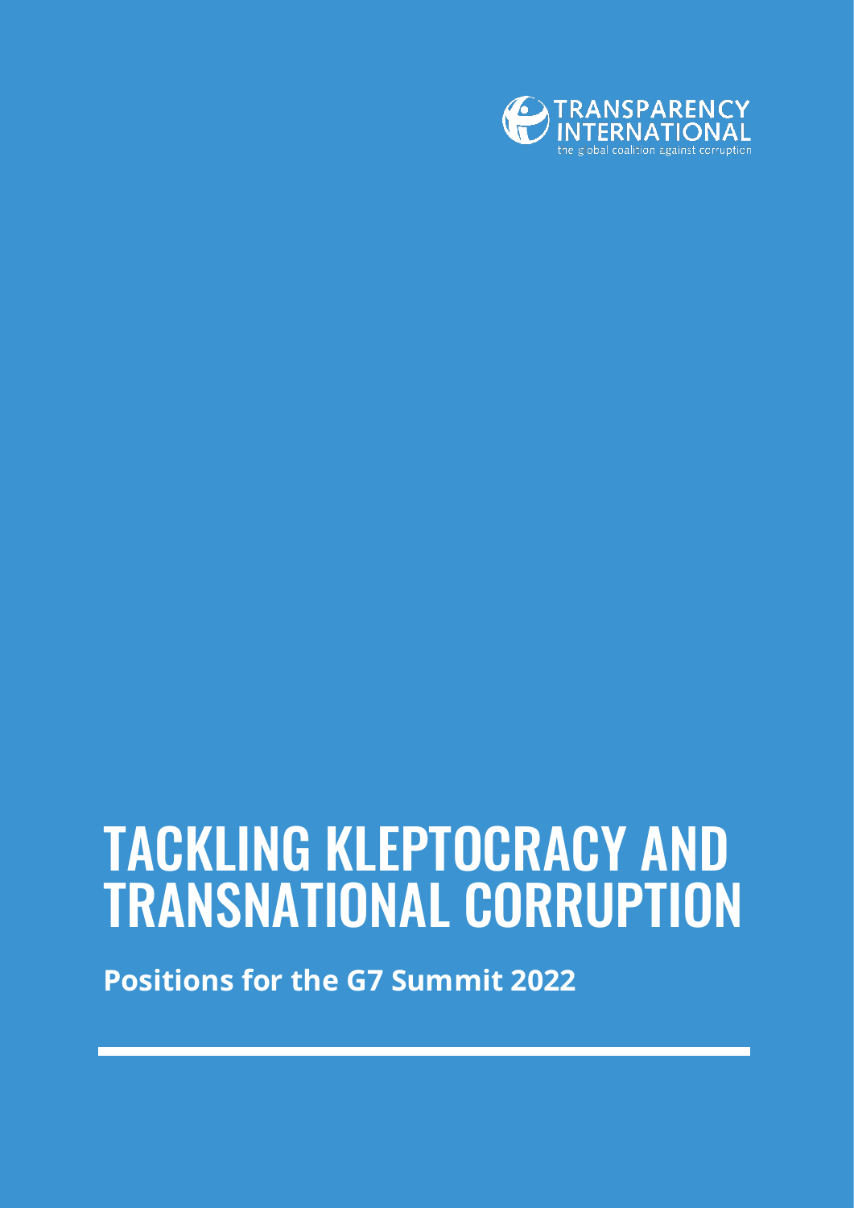TRANSPARENCY INTERNATIONAL

the global coalition against corruption

# TACKLING KLEPTOCRACY AND TRANSNATIONAL CORRUPTION

**Positions for the G7 Summit 2022**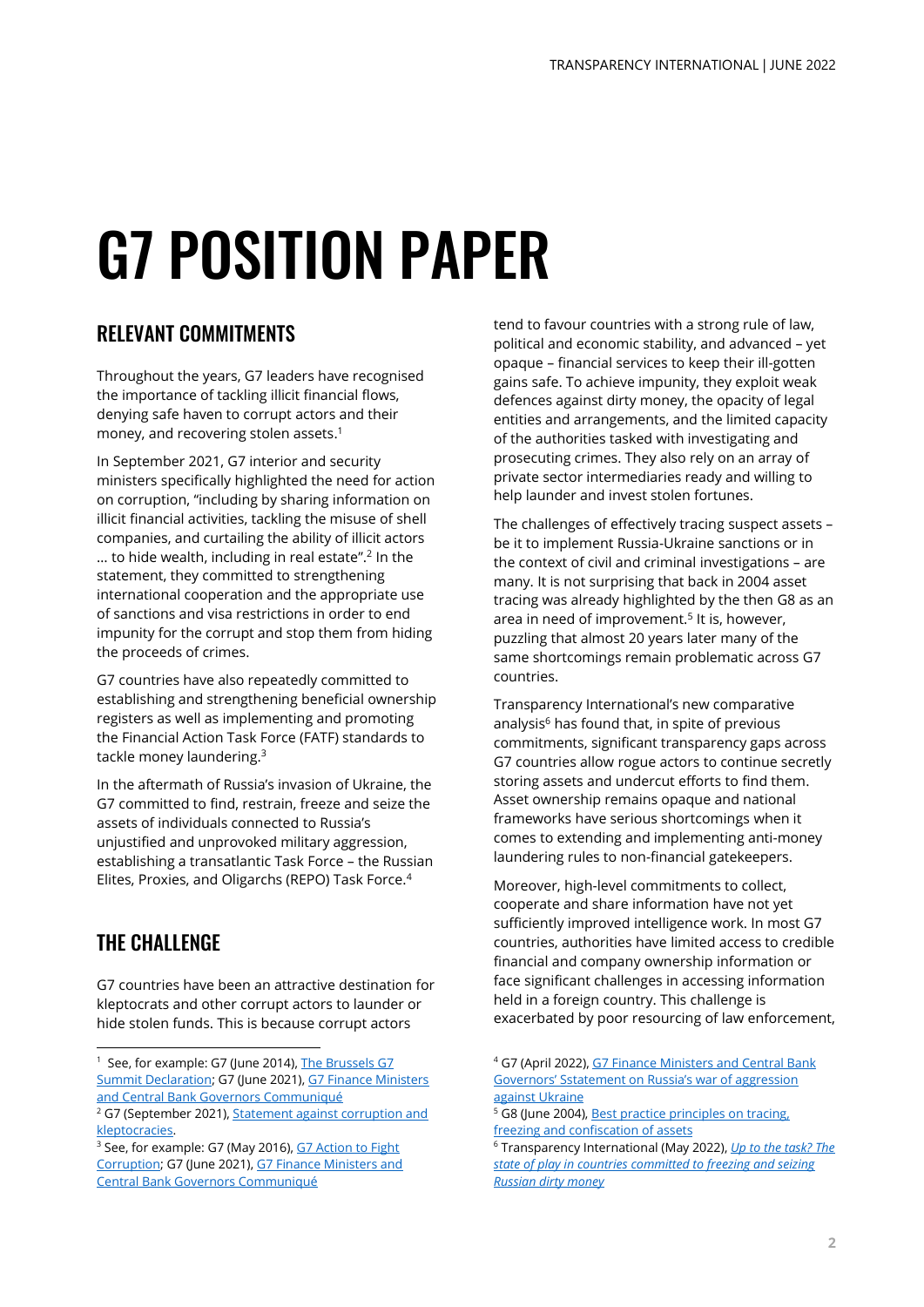# G7 POSITION PAPER

## RELEVANT COMMITMENTS

Throughout the years, G7 leaders have recognised the importance of tackling illicit financial flows, denying safe haven to corrupt actors and their money, and recovering stolen assets.[1]

In September 2021, G7 interior and security ministers specifically highlighted the need for action on corruption, "including by sharing information on illicit financial activities, tackling the misuse of shell companies, and curtailing the ability of illicit actors … to hide wealth, including in real estate".[2] In the statement, they committed to strengthening international cooperation and the appropriate use of sanctions and visa restrictions in order to end impunity for the corrupt and stop them from hiding the proceeds of crimes.

G7 countries have also repeatedly committed to establishing and strengthening beneficial ownership registers as well as implementing and promoting the Financial Action Task Force (FATF) standards to tackle money laundering.[3]

In the aftermath of Russia's invasion of Ukraine, the G7 committed to find, restrain, freeze and seize the assets of individuals connected to Russia's unjustified and unprovoked military aggression, establishing a transatlantic Task Force – the Russian Elites, Proxies, and Oligarchs (REPO) Task Force.[4]

## THE CHALLENGE

G7 countries have been an attractive destination for kleptocrats and other corrupt actors to launder or hide stolen funds. This is because corrupt actors tend to favour countries with a strong rule of law, political and economic stability, and advanced – yet opaque – financial services to keep their ill-gotten gains safe. To achieve impunity, they exploit weak defences against dirty money, the opacity of legal entities and arrangements, and the limited capacity of the authorities tasked with investigating and prosecuting crimes. They also rely on an array of private sector intermediaries ready and willing to help launder and invest stolen fortunes.

The challenges of effectively tracing suspect assets – be it to implement Russia-Ukraine sanctions or in the context of civil and criminal investigations – are many. It is not surprising that back in 2004 asset tracing was already highlighted by the then G8 as an area in need of improvement.[5] It is, however, puzzling that almost 20 years later many of the same shortcomings remain problematic across G7 countries.

Transparency International's new comparative analysis[6] has found that, in spite of previous commitments, significant transparency gaps across G7 countries allow rogue actors to continue secretly storing assets and undercut efforts to find them. Asset ownership remains opaque and national frameworks have serious shortcomings when it comes to extending and implementing anti-money laundering rules to non-financial gatekeepers.

Moreover, high-level commitments to collect, cooperate and share information have not yet sufficiently improved intelligence work. In most G7 countries, authorities have limited access to credible financial and company ownership information or face significant challenges in accessing information held in a foreign country. This challenge is exacerbated by poor resourcing of law enforcement,

---

[1] See, for example: G7 (June 2014), The Brussels G7 Summit Declaration; G7 (June 2021), G7 Finance Ministers and Central Bank Governors Communiqué

[2] G7 (September 2021), Statement against corruption and kleptocracies.

[3] See, for example: G7 (May 2016), G7 Action to Fight Corruption; G7 (June 2021), G7 Finance Ministers and Central Bank Governors Communiqué

[4] G7 (April 2022), G7 Finance Ministers and Central Bank Governors' Sstatement on Russia's war of aggression against Ukraine

[5] G8 (June 2004), Best practice principles on tracing, freezing and confiscation of assets

[6] Transparency International (May 2022), *Up to the task? The state of play in countries committed to freezing and seizing Russian dirty money*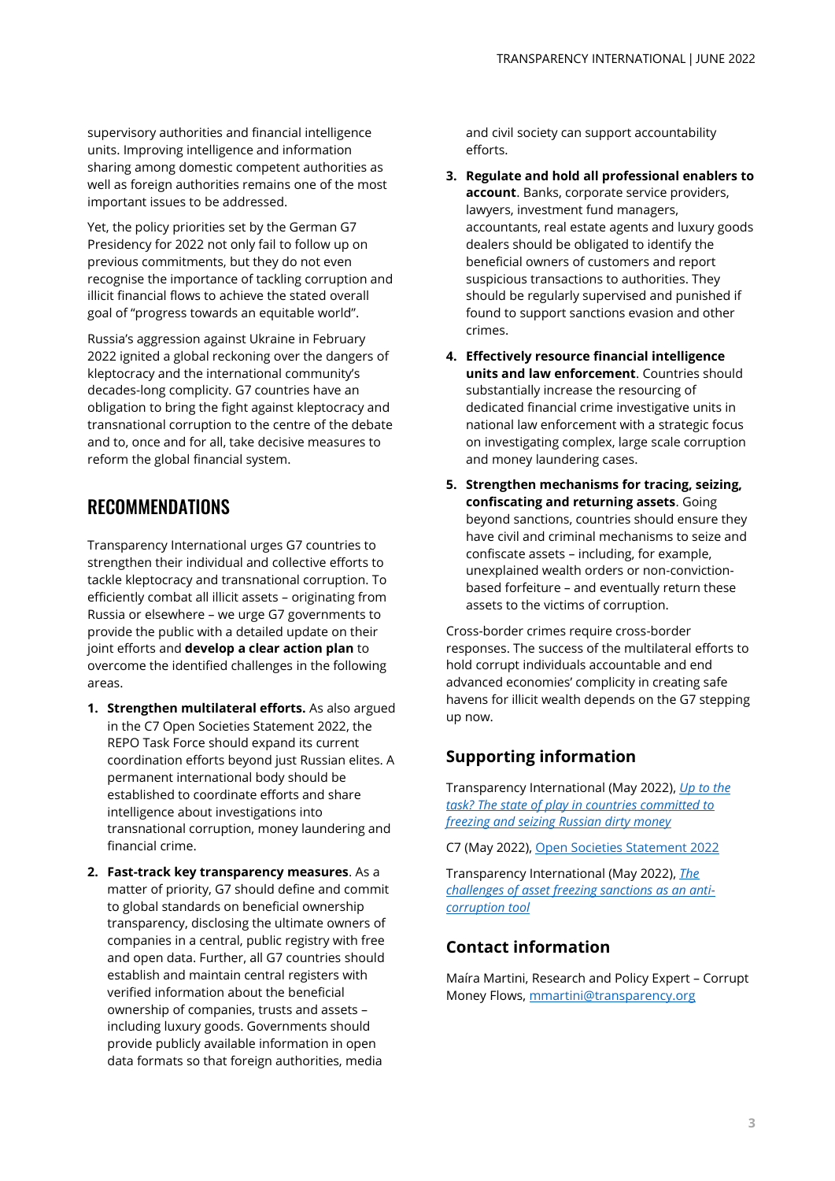supervisory authorities and financial intelligence units. Improving intelligence and information sharing among domestic competent authorities as well as foreign authorities remains one of the most important issues to be addressed.

Yet, the policy priorities set by the German G7 Presidency for 2022 not only fail to follow up on previous commitments, but they do not even recognise the importance of tackling corruption and illicit financial flows to achieve the stated overall goal of "progress towards an equitable world".

Russia's aggression against Ukraine in February 2022 ignited a global reckoning over the dangers of kleptocracy and the international community's decades-long complicity. G7 countries have an obligation to bring the fight against kleptocracy and transnational corruption to the centre of the debate and to, once and for all, take decisive measures to reform the global financial system.

## RECOMMENDATIONS

Transparency International urges G7 countries to strengthen their individual and collective efforts to tackle kleptocracy and transnational corruption. To efficiently combat all illicit assets – originating from Russia or elsewhere – we urge G7 governments to provide the public with a detailed update on their joint efforts and **develop a clear action plan** to overcome the identified challenges in the following areas.

1. **Strengthen multilateral efforts.** As also argued in the C7 Open Societies Statement 2022, the REPO Task Force should expand its current coordination efforts beyond just Russian elites. A permanent international body should be established to coordinate efforts and share intelligence about investigations into transnational corruption, money laundering and financial crime.
2. **Fast-track key transparency measures**. As a matter of priority, G7 should define and commit to global standards on beneficial ownership transparency, disclosing the ultimate owners of companies in a central, public registry with free and open data. Further, all G7 countries should establish and maintain central registers with verified information about the beneficial ownership of companies, trusts and assets – including luxury goods. Governments should provide publicly available information in open data formats so that foreign authorities, media and civil society can support accountability efforts.
3. **Regulate and hold all professional enablers to account**. Banks, corporate service providers, lawyers, investment fund managers, accountants, real estate agents and luxury goods dealers should be obligated to identify the beneficial owners of customers and report suspicious transactions to authorities. They should be regularly supervised and punished if found to support sanctions evasion and other crimes.
4. **Effectively resource financial intelligence units and law enforcement**. Countries should substantially increase the resourcing of dedicated financial crime investigative units in national law enforcement with a strategic focus on investigating complex, large scale corruption and money laundering cases.
5. **Strengthen mechanisms for tracing, seizing, confiscating and returning assets**. Going beyond sanctions, countries should ensure they have civil and criminal mechanisms to seize and confiscate assets – including, for example, unexplained wealth orders or non-conviction-based forfeiture – and eventually return these assets to the victims of corruption.

Cross-border crimes require cross-border responses. The success of the multilateral efforts to hold corrupt individuals accountable and end advanced economies' complicity in creating safe havens for illicit wealth depends on the G7 stepping up now.

### Supporting information

Transparency International (May 2022), *Up to the task? The state of play in countries committed to freezing and seizing Russian dirty money*

C7 (May 2022), Open Societies Statement 2022

Transparency International (May 2022), *The challenges of asset freezing sanctions as an anti-corruption tool*

### Contact information

Maíra Martini, Research and Policy Expert – Corrupt Money Flows, mmartini@transparency.org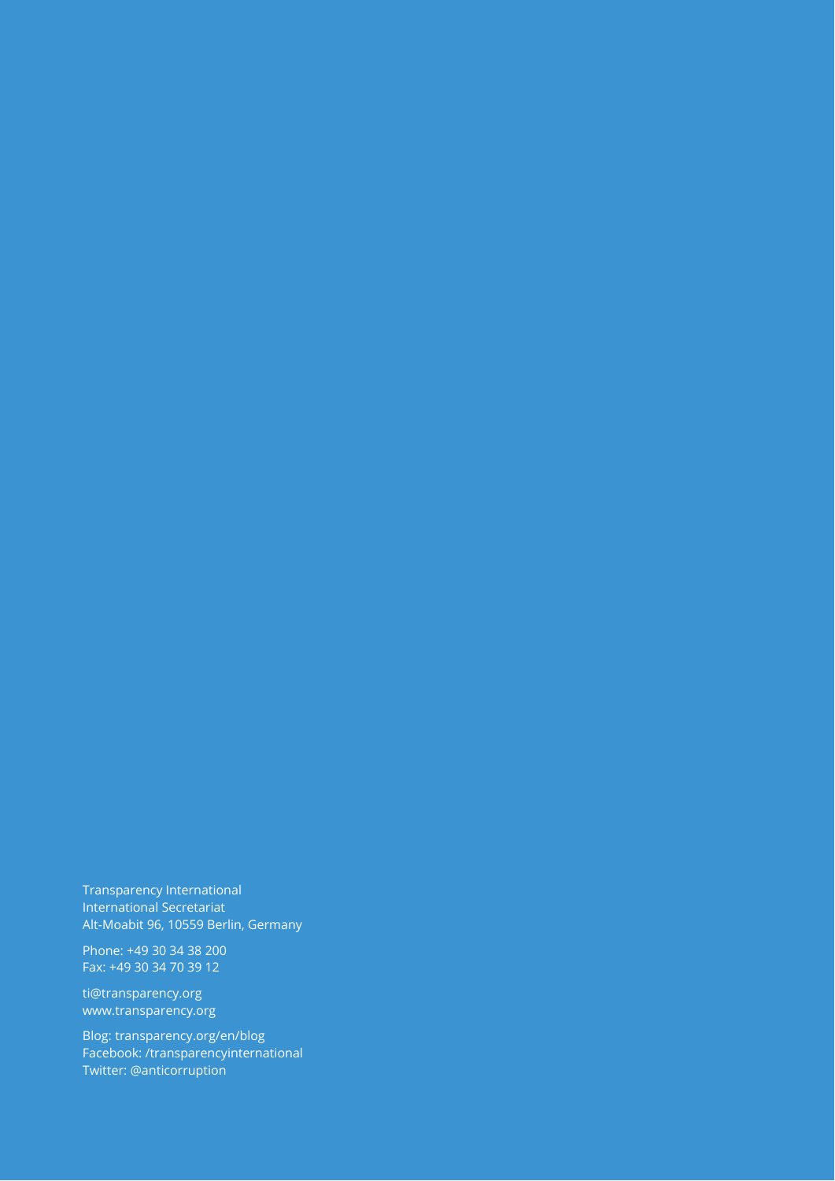Transparency International
International Secretariat
Alt-Moabit 96, 10559 Berlin, Germany

Phone: +49 30 34 38 200
Fax: +49 30 34 70 39 12

ti@transparency.org
www.transparency.org

Blog: transparency.org/en/blog
Facebook: /transparencyinternational
Twitter: @anticorruption